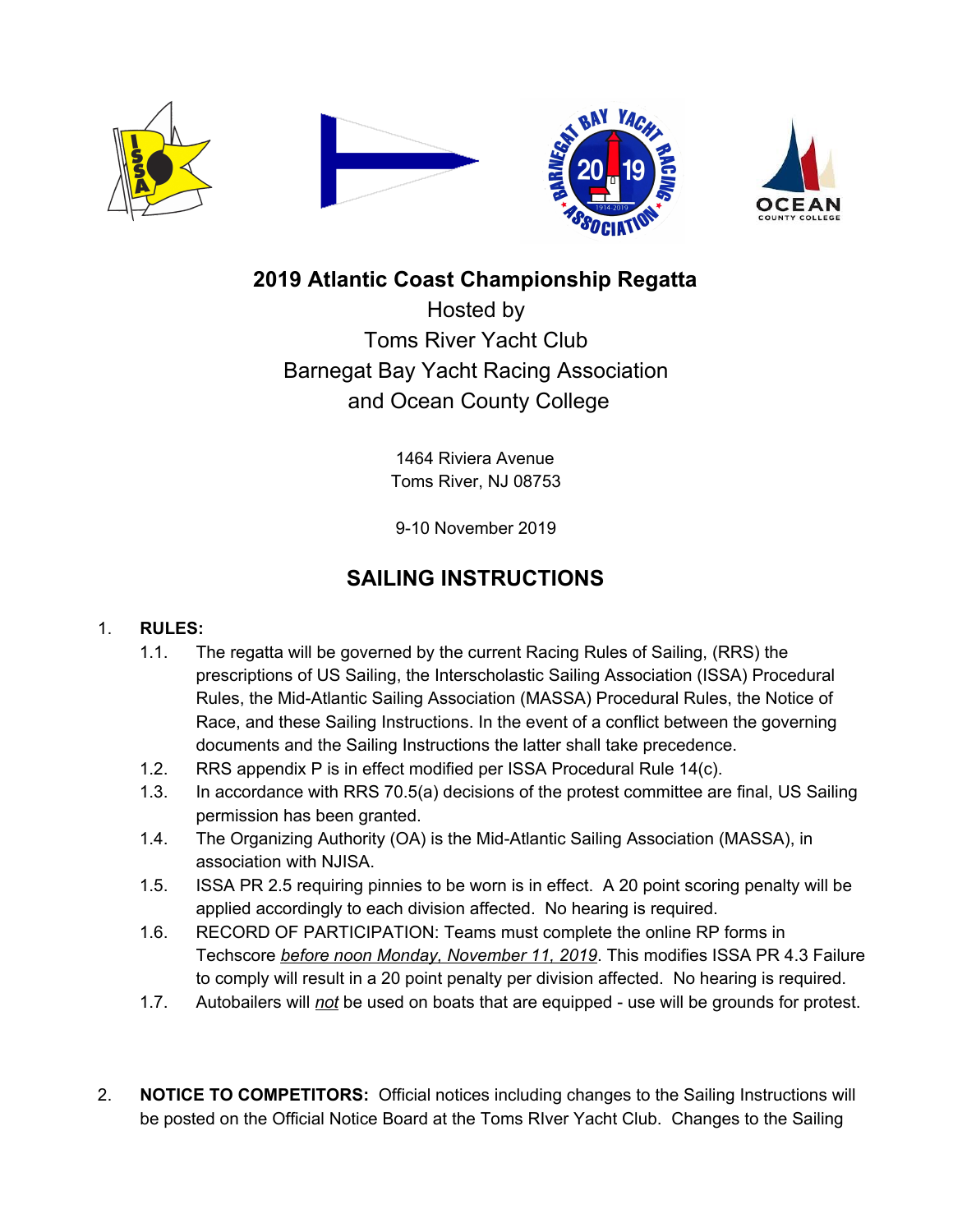# 2019 Atlantic Coast Championship Regatta

Hosted by
Toms River Yacht Club
Barnegat Bay Yacht Racing Association
and Ocean County College

1464 Riviera Avenue
Toms River, NJ 08753

9-10 November 2019

## SAILING INSTRUCTIONS

1. **RULES:**
   1.1. The regatta will be governed by the current Racing Rules of Sailing, (RRS) the prescriptions of US Sailing, the Interscholastic Sailing Association (ISSA) Procedural Rules, the Mid-Atlantic Sailing Association (MASSA) Procedural Rules, the Notice of Race, and these Sailing Instructions. In the event of a conflict between the governing documents and the Sailing Instructions the latter shall take precedence.
   1.2. RRS appendix P is in effect modified per ISSA Procedural Rule 14(c).
   1.3. In accordance with RRS 70.5(a) decisions of the protest committee are final, US Sailing permission has been granted.
   1.4. The Organizing Authority (OA) is the Mid-Atlantic Sailing Association (MASSA), in association with NJISA.
   1.5. ISSA PR 2.5 requiring pinnies to be worn is in effect. A 20 point scoring penalty will be applied accordingly to each division affected. No hearing is required.
   1.6. RECORD OF PARTICIPATION: Teams must complete the online RP forms in Techscore ***before noon Monday, November 11, 2019***. This modifies ISSA PR 4.3 Failure to comply will result in a 20 point penalty per division affected. No hearing is required.
   1.7. Autobailers will ***not*** be used on boats that are equipped - use will be grounds for protest.

2. **NOTICE TO COMPETITORS:** Official notices including changes to the Sailing Instructions will be posted on the Official Notice Board at the Toms RIver Yacht Club. Changes to the Sailing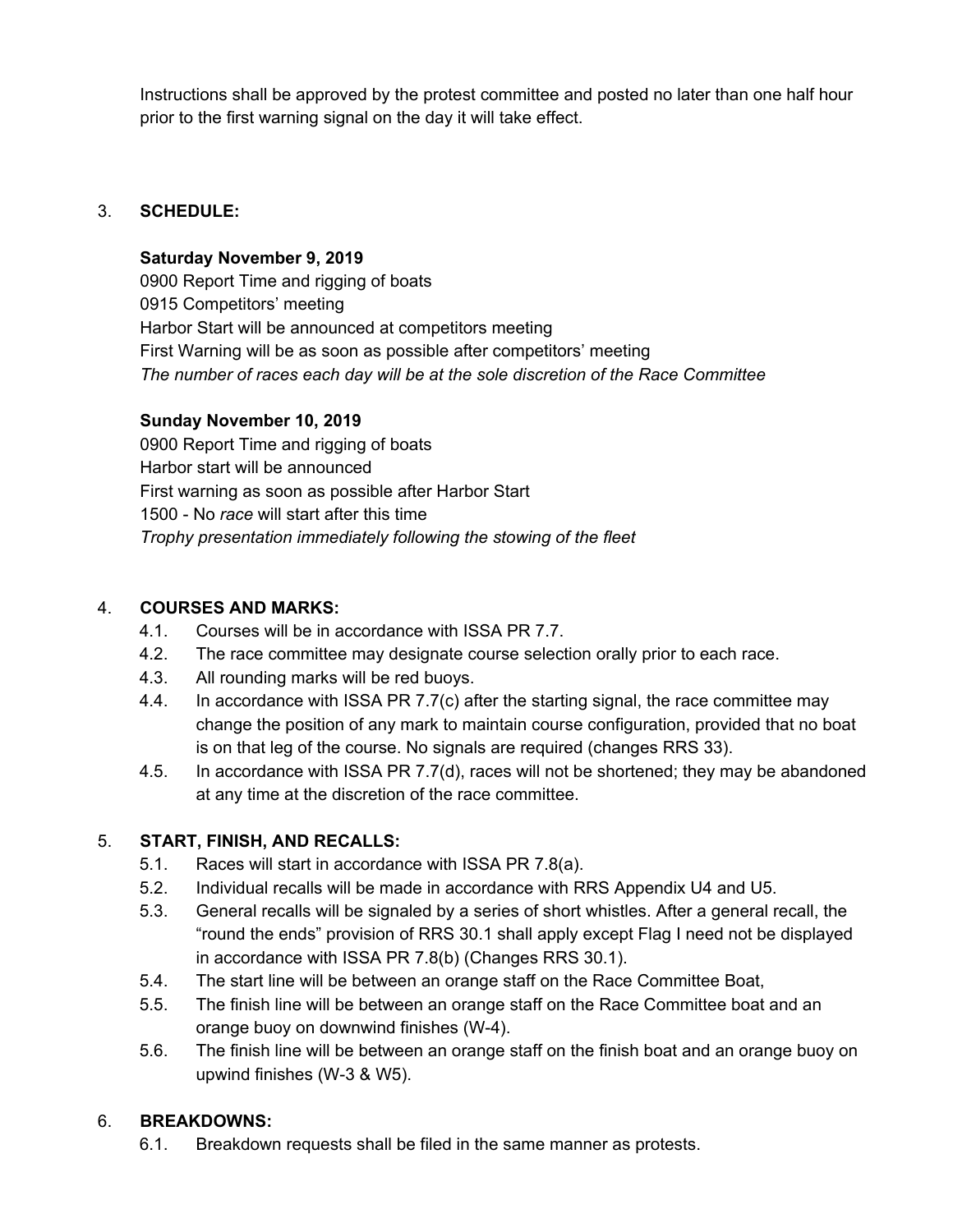Instructions shall be approved by the protest committee and posted no later than one half hour prior to the first warning signal on the day it will take effect.

3. **SCHEDULE:**

**Saturday November 9, 2019**
0900 Report Time and rigging of boats
0915 Competitors' meeting
Harbor Start will be announced at competitors meeting
First Warning will be as soon as possible after competitors' meeting
*The number of races each day will be at the sole discretion of the Race Committee*

**Sunday November 10, 2019**
0900 Report Time and rigging of boats
Harbor start will be announced
First warning as soon as possible after Harbor Start
1500 - No *race* will start after this time
*Trophy presentation immediately following the stowing of the fleet*

4. **COURSES AND MARKS:**
   - 4.1. Courses will be in accordance with ISSA PR 7.7.
   - 4.2. The race committee may designate course selection orally prior to each race.
   - 4.3. All rounding marks will be red buoys.
   - 4.4. In accordance with ISSA PR 7.7(c) after the starting signal, the race committee may change the position of any mark to maintain course configuration, provided that no boat is on that leg of the course. No signals are required (changes RRS 33).
   - 4.5. In accordance with ISSA PR 7.7(d), races will not be shortened; they may be abandoned at any time at the discretion of the race committee.

5. **START, FINISH, AND RECALLS:**
   - 5.1. Races will start in accordance with ISSA PR 7.8(a).
   - 5.2. Individual recalls will be made in accordance with RRS Appendix U4 and U5.
   - 5.3. General recalls will be signaled by a series of short whistles. After a general recall, the "round the ends" provision of RRS 30.1 shall apply except Flag I need not be displayed in accordance with ISSA PR 7.8(b) (Changes RRS 30.1).
   - 5.4. The start line will be between an orange staff on the Race Committee Boat,
   - 5.5. The finish line will be between an orange staff on the Race Committee boat and an orange buoy on downwind finishes (W-4).
   - 5.6. The finish line will be between an orange staff on the finish boat and an orange buoy on upwind finishes (W-3 & W5).

6. **BREAKDOWNS:**
   - 6.1. Breakdown requests shall be filed in the same manner as protests.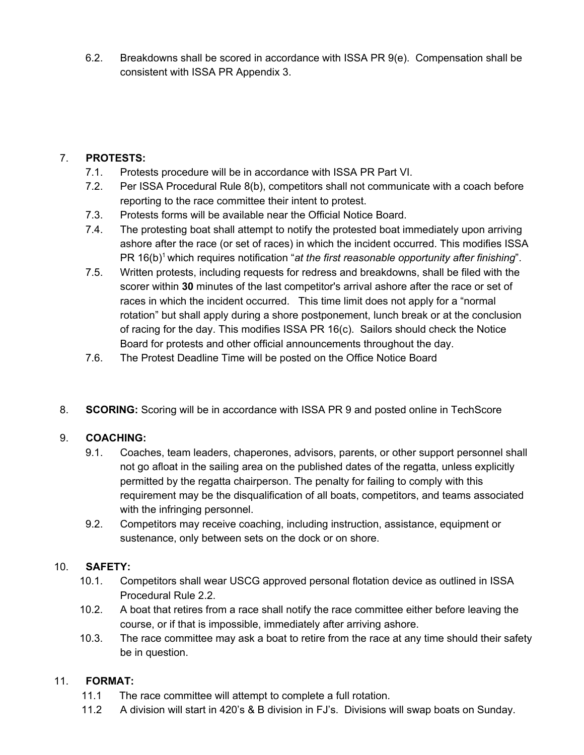6.2. Breakdowns shall be scored in accordance with ISSA PR 9(e). Compensation shall be consistent with ISSA PR Appendix 3.

7. **PROTESTS:**

7.1. Protests procedure will be in accordance with ISSA PR Part VI.

7.2. Per ISSA Procedural Rule 8(b), competitors shall not communicate with a coach before reporting to the race committee their intent to protest.

7.3. Protests forms will be available near the Official Notice Board.

7.4. The protesting boat shall attempt to notify the protested boat immediately upon arriving ashore after the race (or set of races) in which the incident occurred. This modifies ISSA PR 16(b)[1] which requires notification "*at the first reasonable opportunity after finishing*".

7.5. Written protests, including requests for redress and breakdowns, shall be filed with the scorer within **30** minutes of the last competitor's arrival ashore after the race or set of races in which the incident occurred. This time limit does not apply for a "normal rotation" but shall apply during a shore postponement, lunch break or at the conclusion of racing for the day. This modifies ISSA PR 16(c). Sailors should check the Notice Board for protests and other official announcements throughout the day.

7.6. The Protest Deadline Time will be posted on the Office Notice Board

8. **SCORING:** Scoring will be in accordance with ISSA PR 9 and posted online in TechScore

9. **COACHING:**

9.1. Coaches, team leaders, chaperones, advisors, parents, or other support personnel shall not go afloat in the sailing area on the published dates of the regatta, unless explicitly permitted by the regatta chairperson. The penalty for failing to comply with this requirement may be the disqualification of all boats, competitors, and teams associated with the infringing personnel.

9.2. Competitors may receive coaching, including instruction, assistance, equipment or sustenance, only between sets on the dock or on shore.

10. **SAFETY:**

10.1. Competitors shall wear USCG approved personal flotation device as outlined in ISSA Procedural Rule 2.2.

10.2. A boat that retires from a race shall notify the race committee either before leaving the course, or if that is impossible, immediately after arriving ashore.

10.3. The race committee may ask a boat to retire from the race at any time should their safety be in question.

11. **FORMAT:**

11.1 The race committee will attempt to complete a full rotation.

11.2 A division will start in 420's & B division in FJ's. Divisions will swap boats on Sunday.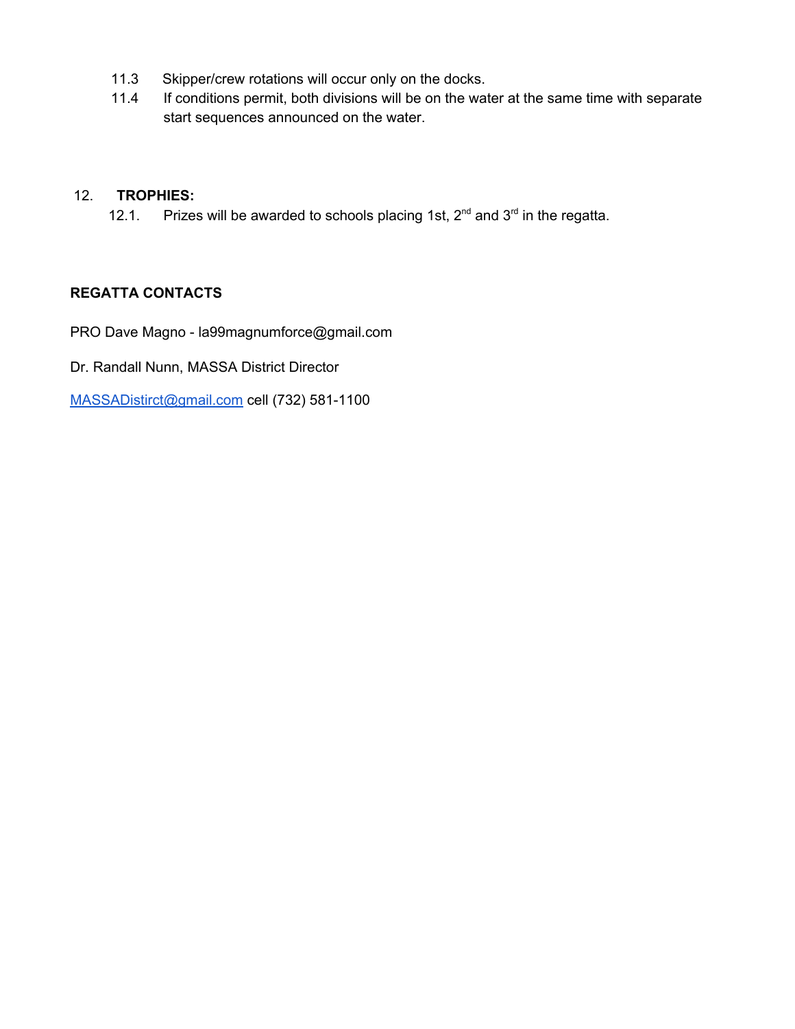11.3 Skipper/crew rotations will occur only on the docks.

11.4 If conditions permit, both divisions will be on the water at the same time with separate start sequences announced on the water.

12. **TROPHIES:**

12.1. Prizes will be awarded to schools placing 1st, 2nd and 3rd in the regatta.

**REGATTA CONTACTS**

PRO Dave Magno - la99magnumforce@gmail.com

Dr. Randall Nunn, MASSA District Director

MASSADistirct@gmail.com cell (732) 581-1100